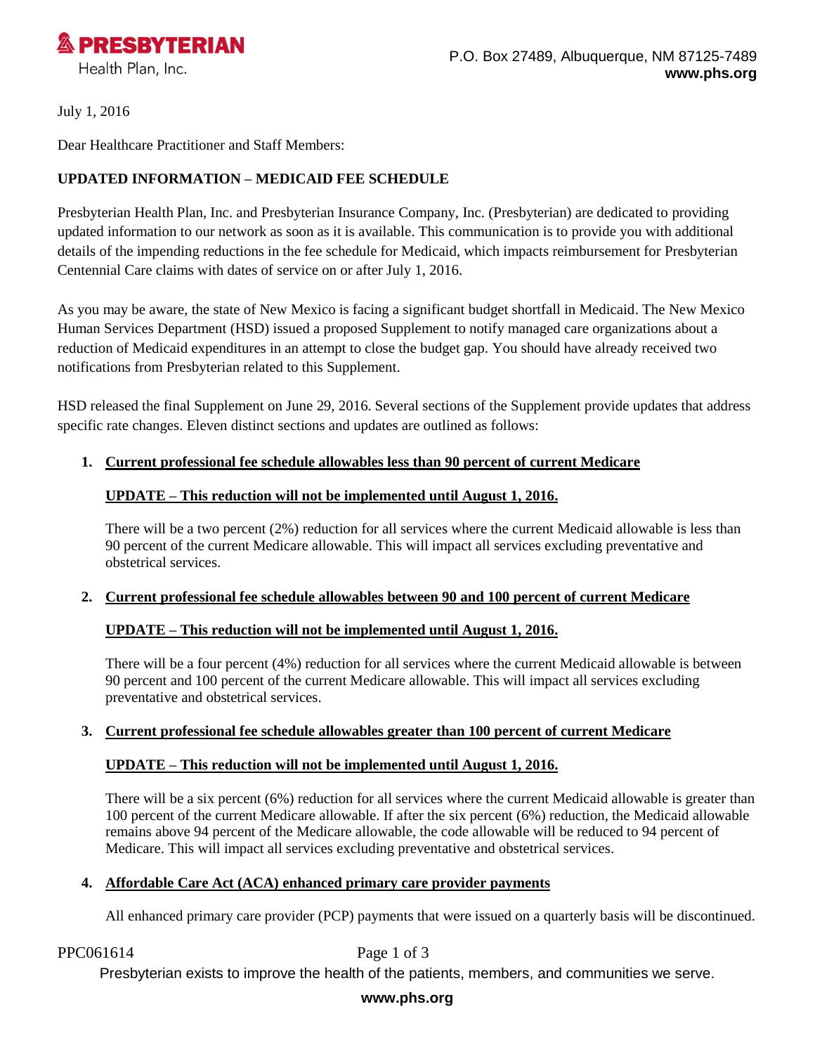**PRESBYTERIAN**
Health Plan, Inc.

P.O. Box 27489, Albuquerque, NM 87125-7489
**www.phs.org**

July 1, 2016

Dear Healthcare Practitioner and Staff Members:

**UPDATED INFORMATION – MEDICAID FEE SCHEDULE**

Presbyterian Health Plan, Inc. and Presbyterian Insurance Company, Inc. (Presbyterian) are dedicated to providing updated information to our network as soon as it is available. This communication is to provide you with additional details of the impending reductions in the fee schedule for Medicaid, which impacts reimbursement for Presbyterian Centennial Care claims with dates of service on or after July 1, 2016.

As you may be aware, the state of New Mexico is facing a significant budget shortfall in Medicaid. The New Mexico Human Services Department (HSD) issued a proposed Supplement to notify managed care organizations about a reduction of Medicaid expenditures in an attempt to close the budget gap. You should have already received two notifications from Presbyterian related to this Supplement.

HSD released the final Supplement on June 29, 2016. Several sections of the Supplement provide updates that address specific rate changes. Eleven distinct sections and updates are outlined as follows:

1. **Current professional fee schedule allowables less than 90 percent of current Medicare**

   **UPDATE – This reduction will not be implemented until August 1, 2016.**

   There will be a two percent (2%) reduction for all services where the current Medicaid allowable is less than 90 percent of the current Medicare allowable. This will impact all services excluding preventative and obstetrical services.

2. **Current professional fee schedule allowables between 90 and 100 percent of current Medicare**

   **UPDATE – This reduction will not be implemented until August 1, 2016.**

   There will be a four percent (4%) reduction for all services where the current Medicaid allowable is between 90 percent and 100 percent of the current Medicare allowable. This will impact all services excluding preventative and obstetrical services.

3. **Current professional fee schedule allowables greater than 100 percent of current Medicare**

   **UPDATE – This reduction will not be implemented until August 1, 2016.**

   There will be a six percent (6%) reduction for all services where the current Medicaid allowable is greater than 100 percent of the current Medicare allowable. If after the six percent (6%) reduction, the Medicaid allowable remains above 94 percent of the Medicare allowable, the code allowable will be reduced to 94 percent of Medicare. This will impact all services excluding preventative and obstetrical services.

4. **Affordable Care Act (ACA) enhanced primary care provider payments**

   All enhanced primary care provider (PCP) payments that were issued on a quarterly basis will be discontinued.

PPC061614

Presbyterian exists to improve the health of the patients, members, and communities we serve.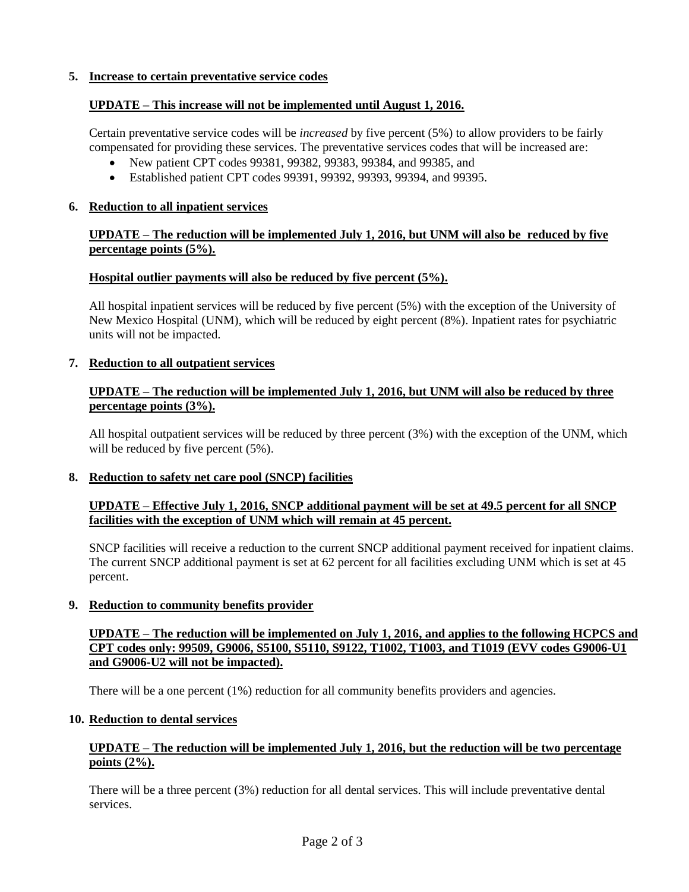**5. Increase to certain preventative service codes**

**UPDATE – This increase will not be implemented until August 1, 2016.**

Certain preventative service codes will be *increased* by five percent (5%) to allow providers to be fairly compensated for providing these services. The preventative services codes that will be increased are:

- New patient CPT codes 99381, 99382, 99383, 99384, and 99385, and
- Established patient CPT codes 99391, 99392, 99393, 99394, and 99395.

**6. Reduction to all inpatient services**

**UPDATE – The reduction will be implemented July 1, 2016, but UNM will also be reduced by five percentage points (5%).**

**Hospital outlier payments will also be reduced by five percent (5%).**

All hospital inpatient services will be reduced by five percent (5%) with the exception of the University of New Mexico Hospital (UNM), which will be reduced by eight percent (8%). Inpatient rates for psychiatric units will not be impacted.

**7. Reduction to all outpatient services**

**UPDATE – The reduction will be implemented July 1, 2016, but UNM will also be reduced by three percentage points (3%).**

All hospital outpatient services will be reduced by three percent (3%) with the exception of the UNM, which will be reduced by five percent (5%).

**8. Reduction to safety net care pool (SNCP) facilities**

**UPDATE – Effective July 1, 2016, SNCP additional payment will be set at 49.5 percent for all SNCP facilities with the exception of UNM which will remain at 45 percent.**

SNCP facilities will receive a reduction to the current SNCP additional payment received for inpatient claims. The current SNCP additional payment is set at 62 percent for all facilities excluding UNM which is set at 45 percent.

**9. Reduction to community benefits provider**

**UPDATE – The reduction will be implemented on July 1, 2016, and applies to the following HCPCS and CPT codes only: 99509, G9006, S5100, S5110, S9122, T1002, T1003, and T1019 (EVV codes G9006-U1 and G9006-U2 will not be impacted).**

There will be a one percent (1%) reduction for all community benefits providers and agencies.

**10. Reduction to dental services**

**UPDATE – The reduction will be implemented July 1, 2016, but the reduction will be two percentage points (2%).**

There will be a three percent (3%) reduction for all dental services. This will include preventative dental services.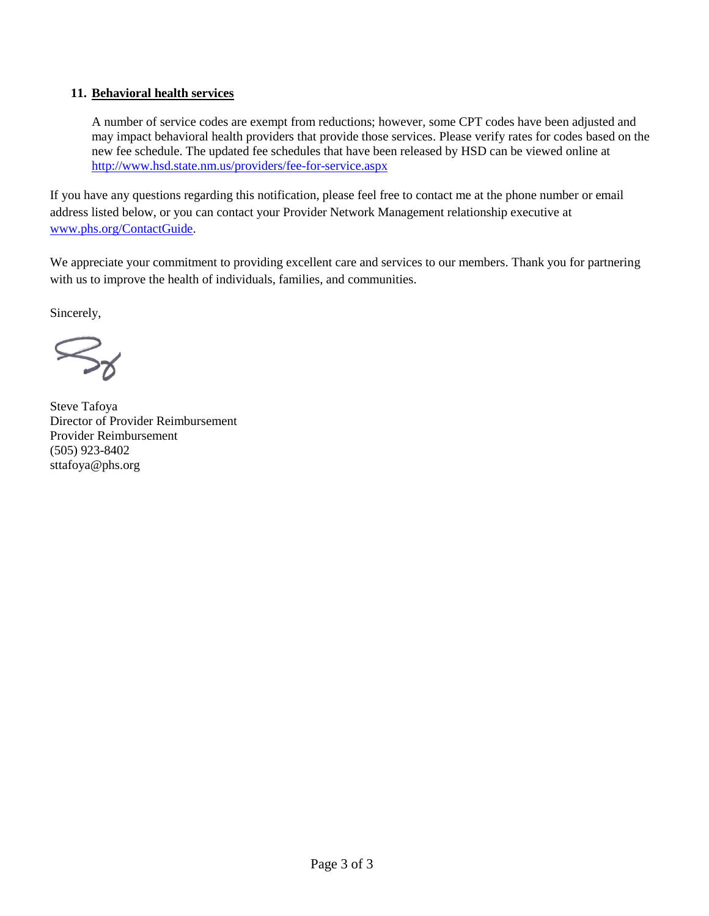**11. Behavioral health services**

A number of service codes are exempt from reductions; however, some CPT codes have been adjusted and may impact behavioral health providers that provide those services. Please verify rates for codes based on the new fee schedule. The updated fee schedules that have been released by HSD can be viewed online at http://www.hsd.state.nm.us/providers/fee-for-service.aspx

If you have any questions regarding this notification, please feel free to contact me at the phone number or email address listed below, or you can contact your Provider Network Management relationship executive at www.phs.org/ContactGuide.

We appreciate your commitment to providing excellent care and services to our members. Thank you for partnering with us to improve the health of individuals, families, and communities.

Sincerely,

Steve Tafoya
Director of Provider Reimbursement
Provider Reimbursement
(505) 923-8402
sttafoya@phs.org